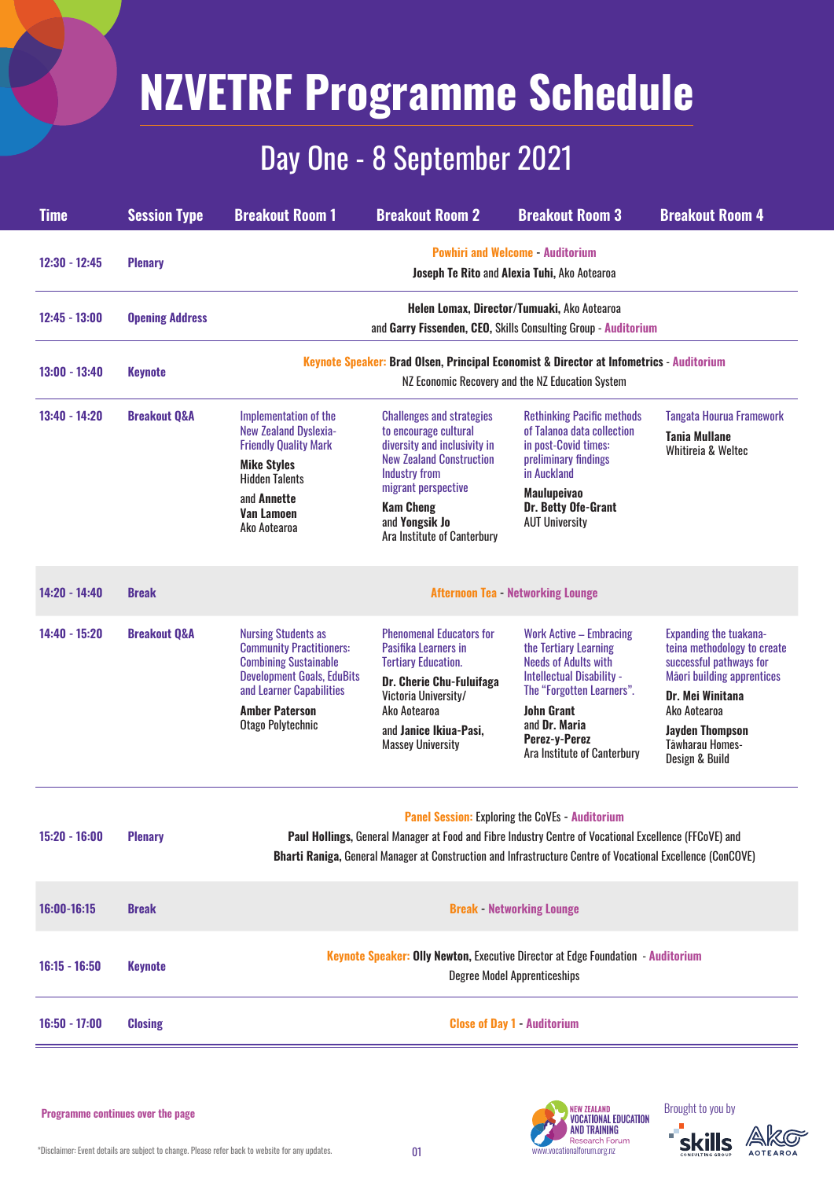# NZVETRF Programme Schedule

## Day One - 8 September 2021

| Time | Session Type | Breakout Room 1 | Breakout Room 2 | Breakout Room 3 | Breakout Room 4 |
|---|---|---|---|---|---|
| 12:30 - 12:45 | Plenary | Powhiri and Welcome - Auditorium<br>**Joseph Te Rito** and **Alexia Tuhi**, Ako Aotearoa | | | |
| 12:45 - 13:00 | Opening Address | **Helen Lomax, Director/Tumuaki,** Ako Aotearoa and **Garry Fissenden, CEO,** Skills Consulting Group - Auditorium | | | |
| 13:00 - 13:40 | Keynote | Keynote Speaker: **Brad Olsen, Principal Economist & Director at Infometrics** - Auditorium<br>NZ Economic Recovery and the NZ Education System | | | |
| 13:40 - 14:20 | Breakout Q&A | Implementation of the New Zealand Dyslexia-Friendly Quality Mark<br>**Mike Styles**<br>Hidden Talents<br>and **Annette Van Lamoen**<br>Ako Aotearoa | Challenges and strategies to encourage cultural diversity and inclusivity in New Zealand Construction Industry from migrant perspective<br>**Kam Cheng**<br>and **Yongsik Jo**<br>Ara Institute of Canterbury | Rethinking Pacific methods of Talanoa data collection in post-Covid times: preliminary findings in Auckland<br>**Maulupeivao**<br>**Dr. Betty Ofe-Grant**<br>AUT University | Tangata Hourua Framework<br>**Tania Mullane**<br>Whitireia & Weltec |
| 14:20 - 14:40 | Break | Afternoon Tea - Networking Lounge | | | |
| 14:40 - 15:20 | Breakout Q&A | Nursing Students as Community Practitioners: Combining Sustainable Development Goals, EduBits and Learner Capabilities<br>**Amber Paterson**<br>Otago Polytechnic | Phenomenal Educators for Pasifika Learners in Tertiary Education.<br>**Dr. Cherie Chu-Fuluifaga**<br>Victoria University/ Ako Aotearoa<br>and **Janice Ikiua-Pasi,**<br>Massey University | Work Active – Embracing the Tertiary Learning Needs of Adults with Intellectual Disability - The "Forgotten Learners".<br>**John Grant**<br>and **Dr. Maria Perez-y-Perez**<br>Ara Institute of Canterbury | Expanding the tuakana-teina methodology to create successful pathways for Māori building apprentices<br>**Dr. Mei Winitana**<br>Ako Aotearoa<br>**Jayden Thompson**<br>Tāwharau Homes-Design & Build |
| 15:20 - 16:00 | Plenary | Panel Session: Exploring the CoVEs - Auditorium<br>**Paul Hollings,** General Manager at Food and Fibre Industry Centre of Vocational Excellence (FFCoVE) and **Bharti Raniga,** General Manager at Construction and Infrastructure Centre of Vocational Excellence (ConCOVE) | | | |
| 16:00-16:15 | Break | Break - Networking Lounge | | | |
| 16:15 - 16:50 | Keynote | Keynote Speaker: **Olly Newton,** Executive Director at Edge Foundation - Auditorium<br>Degree Model Apprenticeships | | | |
| 16:50 - 17:00 | Closing | Close of Day 1 - Auditorium | | | |

Programme continues over the page

*Disclaimer: Event details are subject to change. Please refer back to website for any updates.

NEW ZEALAND VOCATIONAL EDUCATION AND TRAINING Research Forum
www.vocationalforum.org.nz

Brought to you by skills CONSULTING GROUP, Ako AOTEAROA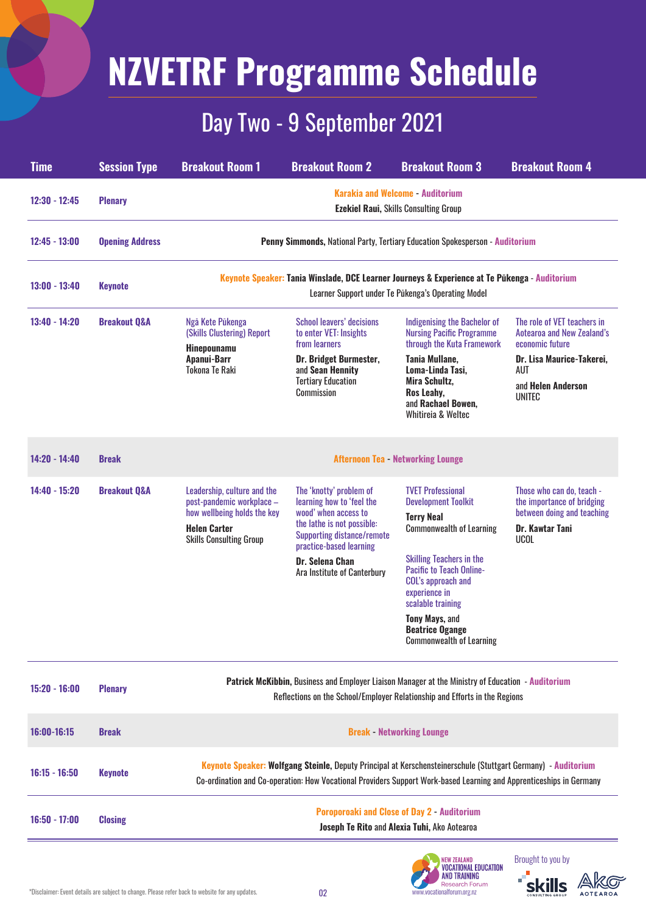# NZVETRF Programme Schedule

## Day Two - 9 September 2021

| Time | Session Type | Breakout Room 1 | Breakout Room 2 | Breakout Room 3 | Breakout Room 4 |
|---|---|---|---|---|---|
| 12:30 - 12:45 | Plenary | Karakia and Welcome - Auditorium<br>**Ezekiel Raui**, Skills Consulting Group | | | |
| 12:45 - 13:00 | Opening Address | **Penny Simmonds**, National Party, Tertiary Education Spokesperson - Auditorium | | | |
| 13:00 - 13:40 | Keynote | Keynote Speaker: **Tania Winslade, DCE Learner Journeys & Experience at Te Pūkenga** - Auditorium<br>Learner Support under Te Pūkenga's Operating Model | | | |
| 13:40 - 14:20 | Breakout Q&A | Ngā Kete Pūkenga (Skills Clustering) Report<br>**Hinepounamu Apanui-Barr**<br>Tokona Te Raki | School leavers' decisions to enter VET: Insights from learners<br>**Dr. Bridget Burmester,** and **Sean Hennity**<br>Tertiary Education Commission | Indigenising the Bachelor of Nursing Pacific Programme through the Kuta Framework<br>**Tania Mullane, Loma-Linda Tasi, Mira Schultz, Ros Leahy,** and **Rachael Bowen,**<br>Whitireia & Weltec | The role of VET teachers in Aotearoa and New Zealand's economic future<br>**Dr. Lisa Maurice-Takerei,** AUT<br>and **Helen Anderson** UNITEC |
| 14:20 - 14:40 | Break | Afternoon Tea - Networking Lounge | | | |
| 14:40 - 15:20 | Breakout Q&A | Leadership, culture and the post-pandemic workplace – how wellbeing holds the key<br>**Helen Carter**<br>Skills Consulting Group | The 'knotty' problem of learning how to 'feel the wood' when access to the lathe is not possible: Supporting distance/remote practice-based learning<br>**Dr. Selena Chan**<br>Ara Institute of Canterbury | TVET Professional Development Toolkit<br>**Terry Neal**<br>Commonwealth of Learning<br><br>Skilling Teachers in the Pacific to Teach Online-COL's approach and experience in scalable training<br>**Tony Mays,** and **Beatrice Ogange**<br>Commonwealth of Learning | Those who can do, teach - the importance of bridging between doing and teaching<br>**Dr. Kawtar Tani**<br>UCOL |
| 15:20 - 16:00 | Plenary | **Patrick McKibbin,** Business and Employer Liaison Manager at the Ministry of Education - Auditorium<br>Reflections on the School/Employer Relationship and Efforts in the Regions | | | |
| 16:00-16:15 | Break | Break - Networking Lounge | | | |
| 16:15 - 16:50 | Keynote | Keynote Speaker: **Wolfgang Steinle,** Deputy Principal at Kerschensteinerschule (Stuttgart Germany) - Auditorium<br>Co-ordination and Co-operation: How Vocational Providers Support Work-based Learning and Apprenticeships in Germany | | | |
| 16:50 - 17:00 | Closing | Poroporoaki and Close of Day 2 - Auditorium<br>**Joseph Te Rito** and **Alexia Tuhi,** Ako Aotearoa | | | |

*Disclaimer: Event details are subject to change. Please refer back to website for any updates.

New Zealand Vocational Education and Training Research Forum
www.vocationalforum.org.nz

Brought to you by